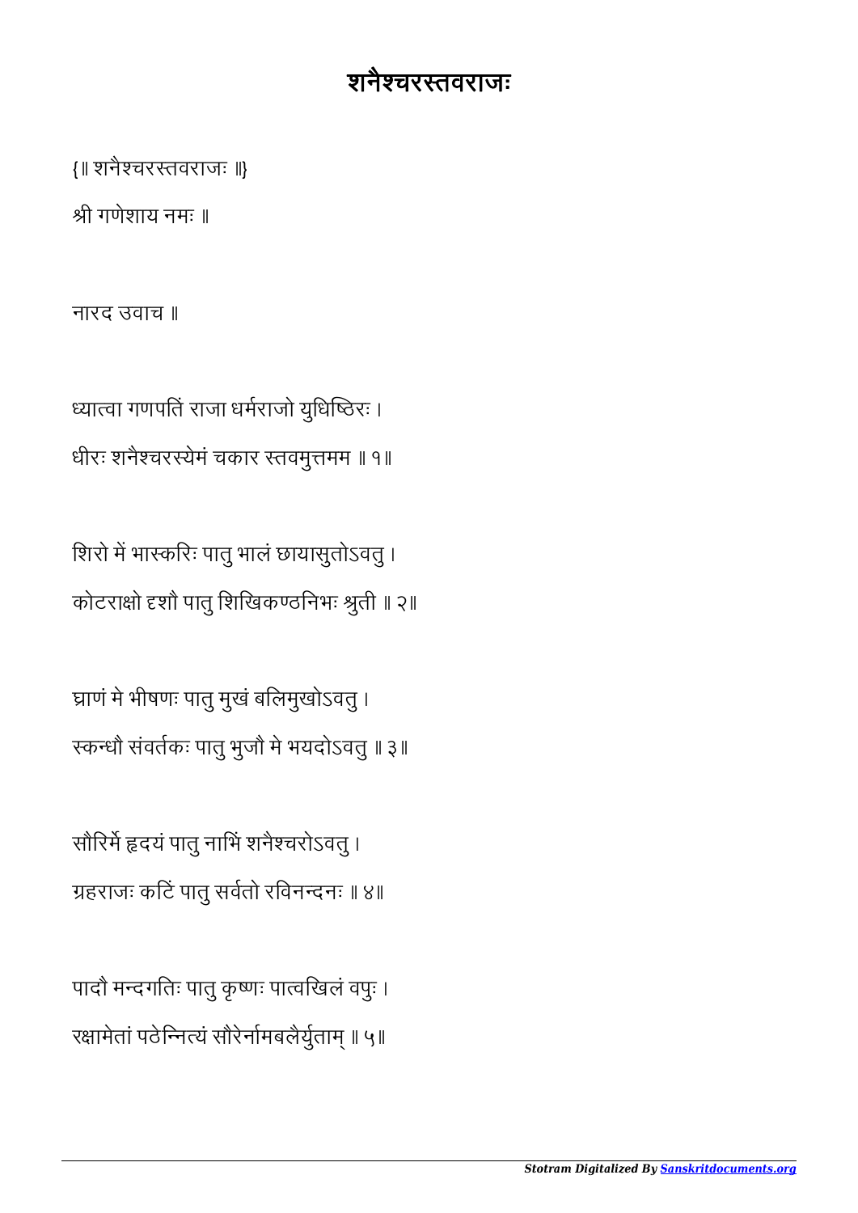# शनैश्चरस्तवराजः

{॥ शनैश्चरस्तवराजः ॥}

श्री गणेशाय नमः ॥

नारद उवाच ॥

ध्यात्वा गणपतिं राजा धर्मराजो युधिष्ठिरः ।
धीरः शनैश्चरस्येमं चकार स्तवमुत्तमम ॥ १॥

शिरो में भास्करिः पातु भालं छायासुतोऽवतु ।
कोटराक्षो दृशौ पातु शिखिकण्ठनिभः श्रुती ॥ २॥

घ्राणं मे भीषणः पातु मुखं बलिमुखोऽवतु ।
स्कन्धौ संवर्तकः पातु भुजौ मे भयदोऽवतु ॥ ३॥

सौरिर्मे हृदयं पातु नाभिं शनैश्चरोऽवतु ।
ग्रहराजः कटिं पातु सर्वतो रविनन्दनः ॥ ४॥

पादौ मन्दगतिः पातु कृष्णः पात्वखिलं वपुः ।
रक्षामेतां पठेन्नित्यं सौरेर्नामबलैर्युताम् ॥ ५॥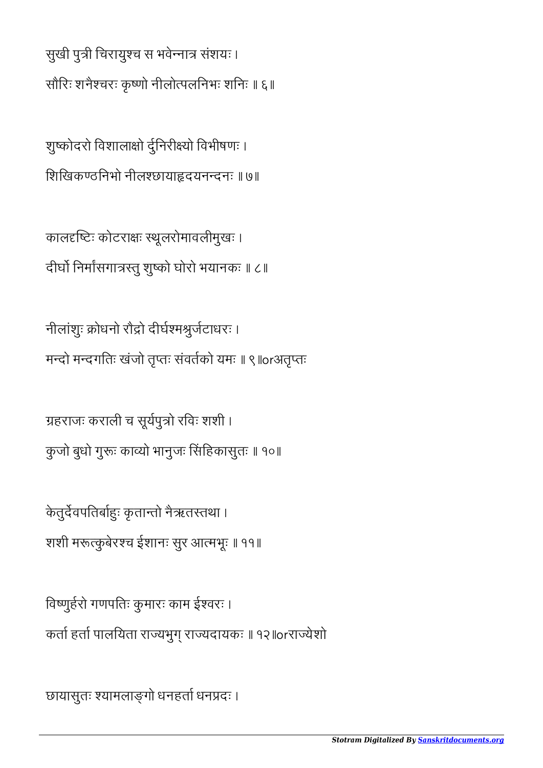सुखी पुत्री चिरायुश्च स भवेन्नात्र संशयः ।
सौरिः शनैश्चरः कृष्णो नीलोत्पलनिभः शनिः ॥ ६॥

शुष्कोदरो विशालाक्षो र्दुनिरीक्ष्यो विभीषणः ।
शिखिकण्ठनिभो नीलश्छायाहृदयनन्दनः ॥ ७॥

कालदृष्टिः कोटराक्षः स्थूलरोमावलीमुखः ।
दीर्घो निर्मांसगात्रस्तु शुष्को घोरो भयानकः ॥ ८॥

नीलांशुः क्रोधनो रौद्रो दीर्घश्मश्रुर्जटाधरः ।
मन्दो मन्दगतिः खंजो तृप्तः संवर्तको यमः ॥ ९॥orअतृप्तः

ग्रहराजः कराली च सूर्यपुत्रो रविः शशी ।
कुजो बुधो गुरूः काव्यो भानुजः सिंहिकासुतः ॥ १०॥

केतुर्देवपतिर्बाहुः कृतान्तो नैऋतस्तथा ।
शशी मरूत्कुबेरश्च ईशानः सुर आत्मभूः ॥ ११॥

विष्णुर्हरो गणपतिः कुमारः काम ईश्वरः ।
कर्ता हर्ता पालयिता राज्यभुग् राज्यदायकः ॥ १२॥orराज्येशो

छायासुतः श्यामलाङ्गो धनहर्ता धनप्रदः ।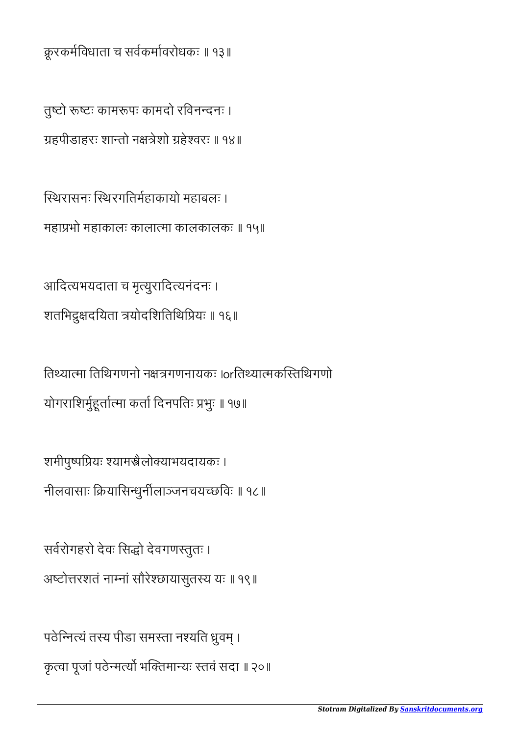क्रूरकर्मविधाता च सर्वकर्मावरोधकः ॥ १३॥

तुष्टो रूष्टः कामरूपः कामदो रविनन्दनः ।
ग्रहपीडाहरः शान्तो नक्षत्रेशो ग्रहेश्वरः ॥ १४॥

स्थिरासनः स्थिरगतिर्महाकायो महाबलः ।
महाप्रभो महाकालः कालात्मा कालकालकः ॥ १५॥

आदित्यभयदाता च मृत्युरादित्यनंदनः ।
शतभिद्रुक्षदयिता त्रयोदशितिथिप्रियः ॥ १६॥

तिथ्यात्मा तिथिगणनो नक्षत्रगणनायकः ।orतिथ्यात्मकस्तिथिगणो
योगराशिर्मुहूर्तात्मा कर्ता दिनपतिः प्रभुः ॥ १७॥

शमीपुष्पप्रियः श्यामस्त्रैलोक्याभयदायकः ।
नीलवासाः क्रियासिन्धुर्नीलाञ्जनचयच्छविः ॥ १८॥

सर्वरोगहरो देवः सिद्धो देवगणस्तुतः ।
अष्टोत्तरशतं नाम्नां सौरेश्छायासुतस्य यः ॥ १९॥

पठेन्नित्यं तस्य पीडा समस्ता नश्यति ध्रुवम् ।
कृत्वा पूजां पठेन्मर्त्यो भक्तिमान्यः स्तवं सदा ॥ २०॥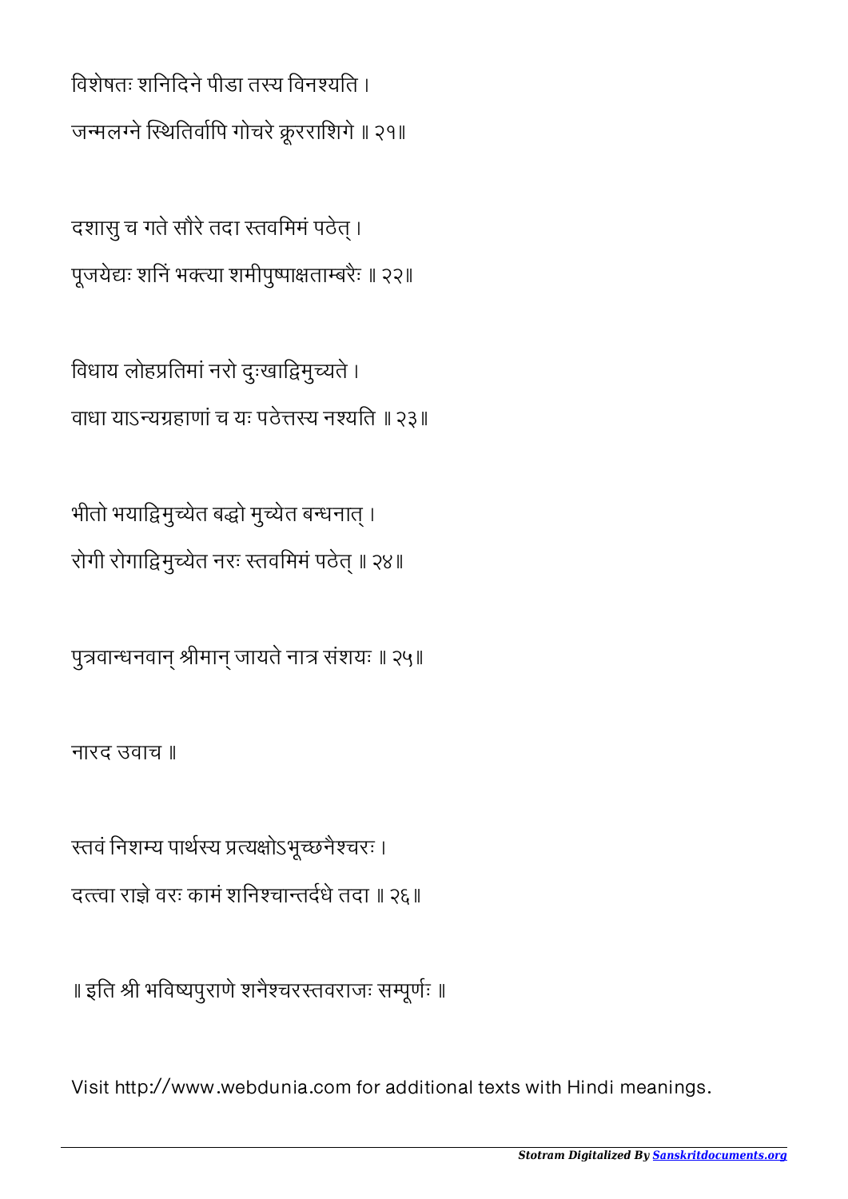विशेषतः शनिदिने पीडा तस्य विनश्यति ।
जन्मलग्ने स्थितिर्वापि गोचरे क्रूरराशिगे ॥ २१॥

दशासु च गते सौरे तदा स्तवमिमं पठेत् ।
पूजयेद्यः शनिं भक्त्या शमीपुष्पाक्षताम्बरैः ॥ २२॥

विधाय लोहप्रतिमां नरो दुःखाद्विमुच्यते ।
वाधा याऽन्यग्रहाणां च यः पठेत्तस्य नश्यति ॥ २३॥

भीतो भयाद्विमुच्येत बद्धो मुच्येत बन्धनात् ।
रोगी रोगाद्विमुच्येत नरः स्तवमिमं पठेत् ॥ २४॥

पुत्रवान्धनवान् श्रीमान् जायते नात्र संशयः ॥ २५॥

नारद उवाच ॥

स्तवं निशम्य पार्थस्य प्रत्यक्षोऽभूच्छनैश्चरः ।
दत्त्वा राज्ञे वरः कामं शनिश्चान्तर्दधे तदा ॥ २६॥

॥ इति श्री भविष्यपुराणे शनैश्चरस्तवराजः सम्पूर्णः ॥

Visit http://www.webdunia.com for additional texts with Hindi meanings.

*Stotram Digitalized By Sanskritdocuments.org*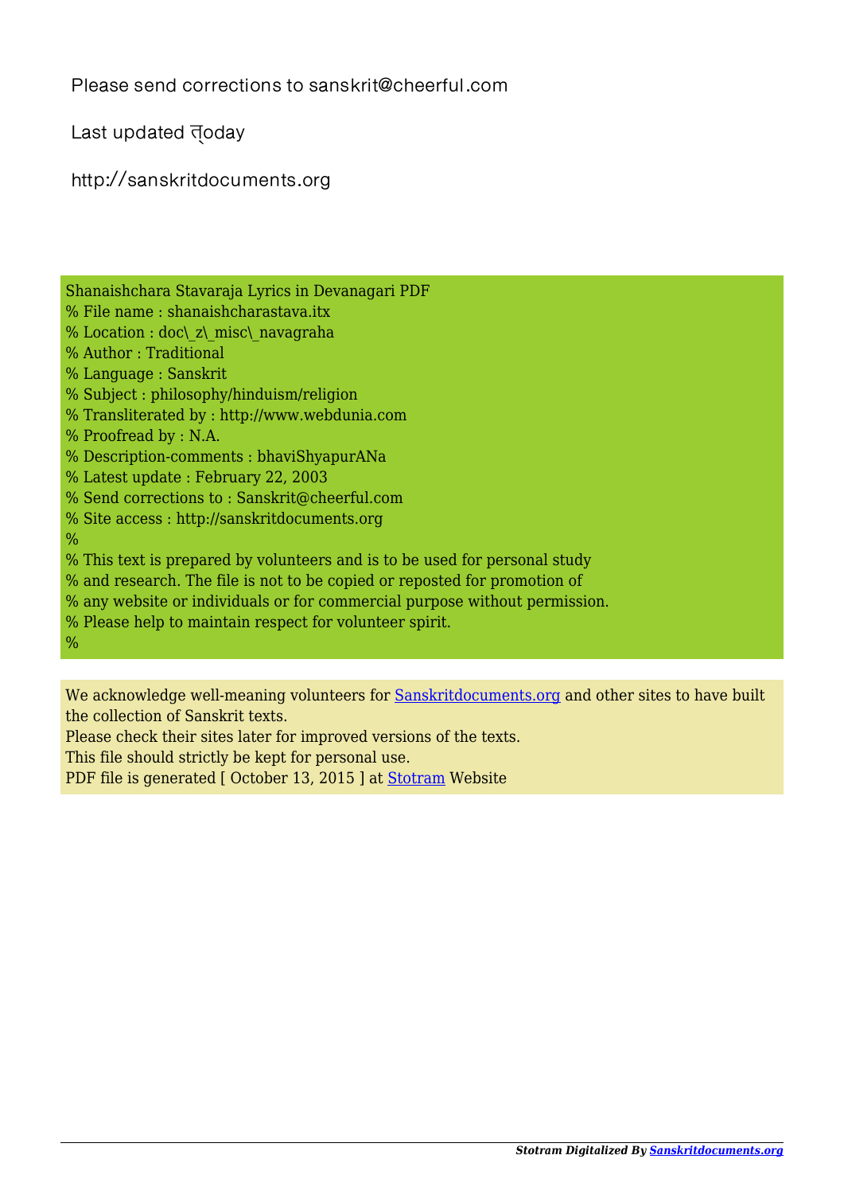Please send corrections to sanskrit@cheerful.com

Last updated त्oday

http://sanskritdocuments.org

Shanaishchara Stavaraja Lyrics in Devanagari PDF
% File name : shanaishcharastava.itx
% Location : doc\_z\_misc\_navagraha
% Author : Traditional
% Language : Sanskrit
% Subject : philosophy/hinduism/religion
% Transliterated by : http://www.webdunia.com
% Proofread by : N.A.
% Description-comments : bhaviShyapurANa
% Latest update : February 22, 2003
% Send corrections to : Sanskrit@cheerful.com
% Site access : http://sanskritdocuments.org
%
% This text is prepared by volunteers and is to be used for personal study
% and research. The file is not to be copied or reposted for promotion of
% any website or individuals or for commercial purpose without permission.
% Please help to maintain respect for volunteer spirit.
%

We acknowledge well-meaning volunteers for Sanskritdocuments.org and other sites to have built the collection of Sanskrit texts.
Please check their sites later for improved versions of the texts.
This file should strictly be kept for personal use.
PDF file is generated [ October 13, 2015 ] at Stotram Website